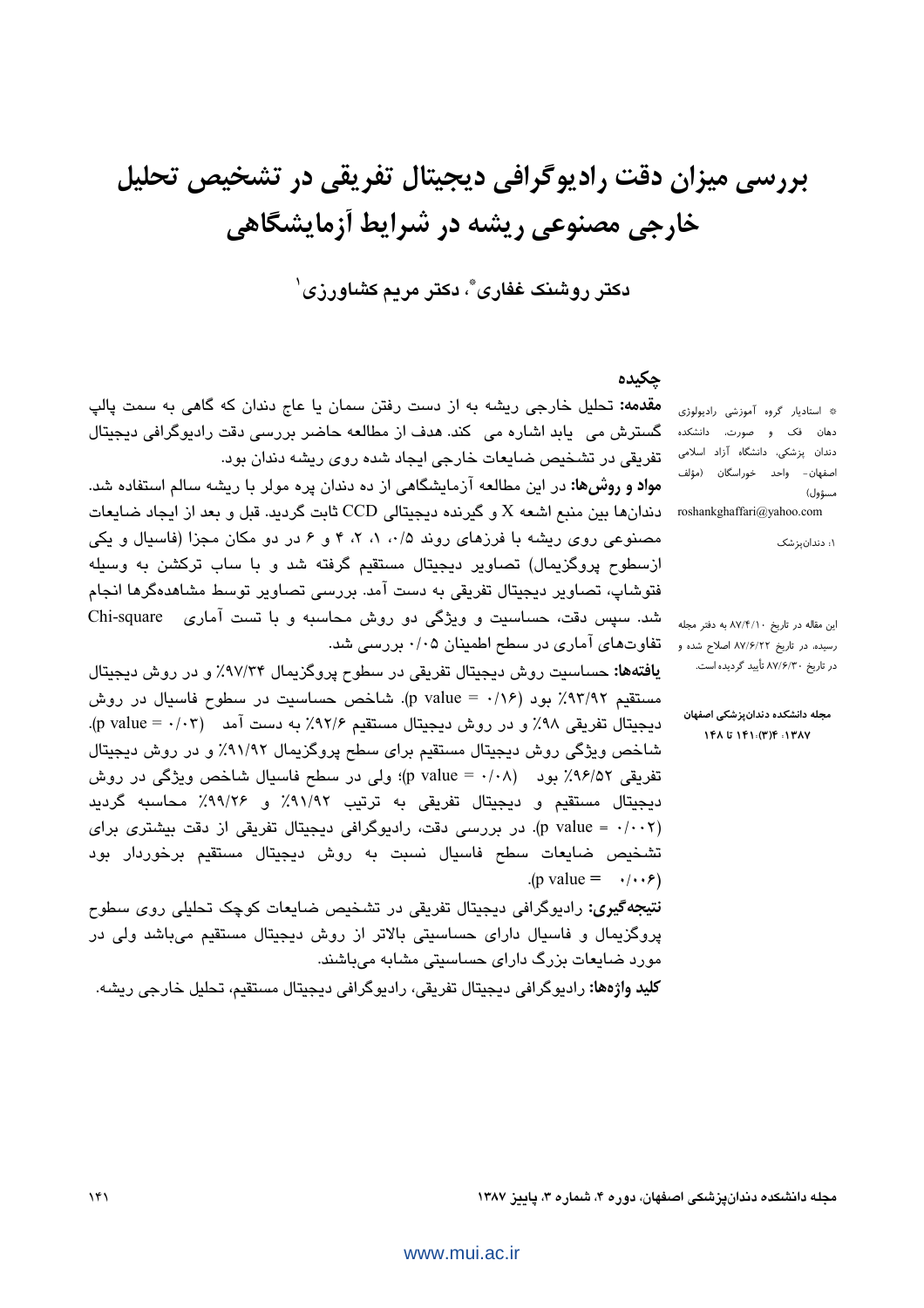# بررسی میزان دقت رادیوگرافی دیجیتال تفریقی در تشخیص تحلیل خارجی مصنوعی ریشه در شرایط آزمایشگاهی

**دکتر روشنک غفاری\*، دکتر مریم کشاورزی[1]**

\* استادیار گروه آموزشی رادیولوژی دهان فک و صورت، دانشکده دندان پزشکی، دانشگاه آزاد اسلامی اصفهان- واحد خوراسگان (مؤلف مسؤول)
roshankghaffari@yahoo.com

[1]: دندانپزشک

این مقاله در تاریخ ۸۷/۴/۱۰ به دفتر مجله رسیده، در تاریخ ۸۷/۶/۲۲ اصلاح شده و در تاریخ ۸۷/۶/۳۰ تأیید گردیده است.

مجله دانشکده دندانپزشکی اصفهان ۱۳۸۷: ۴(۳)؛ ۱۴۱ تا ۱۴۸

## چکیده

**مقدمه:** تحلیل خارجی ریشه به از دست رفتن سمان یا عاج دندان که گاهی به سمت پالپ گسترش می یابد اشاره می کند. هدف از مطالعه حاضر بررسی دقت رادیوگرافی دیجیتال تفریقی در تشخیص ضایعات خارجی ایجاد شده روی ریشه دندان بود.

**مواد و روش‌ها:** در این مطالعه آزمایشگاهی از ده دندان پره مولر با ریشه سالم استفاده شد. دندان‌ها بین منبع اشعه X و گیرنده دیجیتالی CCD ثابت گردید. قبل و بعد از ایجاد ضایعات مصنوعی روی ریشه با فرزهای روند ۰/۵، ۱، ۲، ۴ و ۶ در دو مکان مجزا (فاسیال و یکی ازسطوح پروگزیمال) تصاویر دیجیتال مستقیم گرفته شد و با ساب ترکشن به وسیله فتوشاپ، تصاویر دیجیتال تفریقی به دست آمد. بررسی تصاویر توسط مشاهده‌گرها انجام شد. سپس دقت، حساسیت و ویژگی دو روش محاسبه و با تست آماری Chi-square تفاوت‌های آماری در سطح اطمینان ۰/۰۵ بررسی شد.

**یافته‌ها:** حساسیت روش دیجیتال تفریقی در سطوح پروگزیمال ۹۷/۳۴٪ و در روش دیجیتال مستقیم ۹۳/۹۲٪ بود (p value = ۰/۱۶). شاخص حساسیت در سطوح فاسیال در روش دیجیتال تفریقی ۹۸٪ و در روش دیجیتال مستقیم ۹۲/۶٪ به دست آمد (p value = ۰/۰۳). شاخص ویژگی روش دیجیتال مستقیم برای سطح پروگزیمال ۹۱/۹۲٪ و در روش دیجیتال تفریقی ۹۶/۵۲٪ بود (p value = ۰/۰۸)؛ ولی در سطح فاسیال شاخص ویژگی در روش دیجیتال مستقیم و دیجیتال تفریقی به ترتیب ۹۱/۹۲٪ و ۹۹/۲۶٪ محاسبه گردید (p value = ۰/۰۰۲). در بررسی دقت، رادیوگرافی دیجیتال تفریقی از دقت بیشتری برای تشخیص ضایعات سطح فاسیال نسبت به روش دیجیتال مستقیم برخوردار بود (p value = ۰/۰۰۶).

**نتیجه‌گیری:** رادیوگرافی دیجیتال تفریقی در تشخیص ضایعات کوچک تحلیلی روی سطوح پروگزیمال و فاسیال دارای حساسیتی بالاتر از روش دیجیتال مستقیم می‌باشد ولی در مورد ضایعات بزرگ دارای حساسیتی مشابه می‌باشند.

**کلید واژه‌ها:** رادیوگرافی دیجیتال تفریقی، رادیوگرافی دیجیتال مستقیم، تحلیل خارجی ریشه.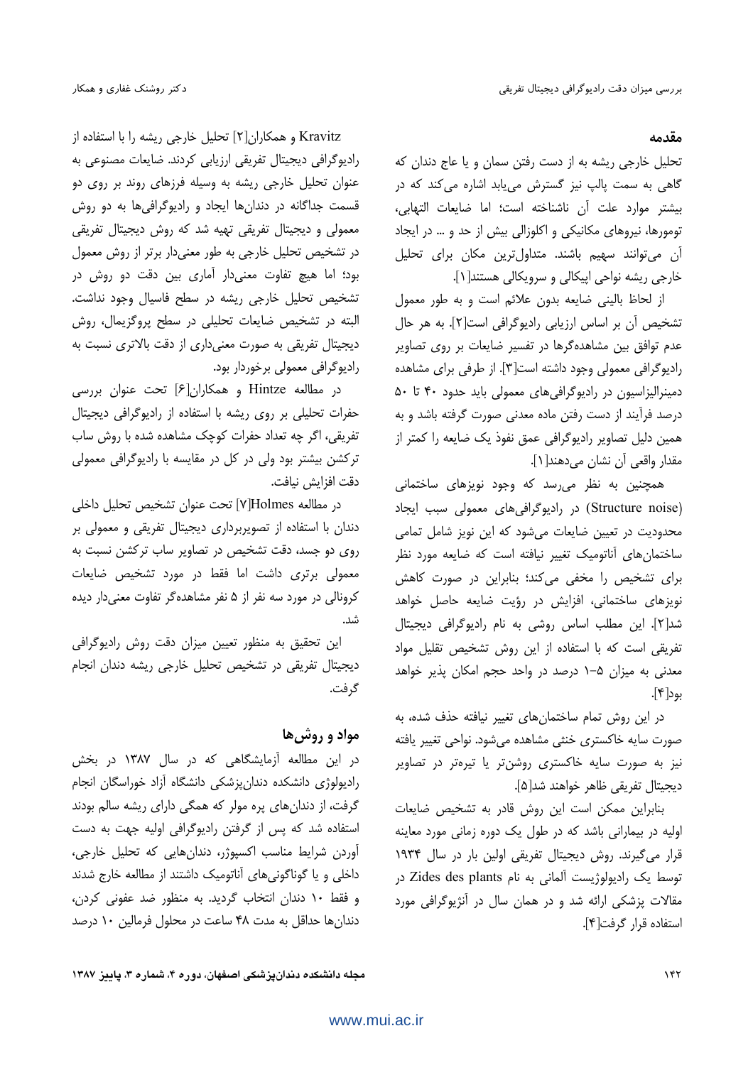## مقدمه

تحلیل خارجی ریشه به از دست رفتن سمان و یا عاج دندان که گاهی به سمت پالپ نیز گسترش می‌یابد اشاره می‌کند که در بیشتر موارد علت آن ناشناخته است؛ اما ضایعات التهابی، تومورها، نیروهای مکانیکی و اکلوزالی بیش از حد و ... در ایجاد آن می‌توانند سهیم باشند. متداول‌ترین مکان برای تحلیل خارجی ریشه نواحی اپیکالی و سرویکالی هستند[۱].

از لحاظ بالینی ضایعه بدون علائم است و به طور معمول تشخیص آن بر اساس ارزیابی رادیوگرافی است[۲]. به هر حال عدم توافق بین مشاهده‌گرها در تفسیر ضایعات بر روی تصاویر رادیوگرافی معمولی وجود داشته است[۳]. از طرفی برای مشاهده دمینرالیزاسیون در رادیوگرافی‌های معمولی باید حدود ۴۰ تا ۵۰ درصد فرآیند از دست رفتن ماده معدنی صورت گرفته باشد و به همین دلیل تصاویر رادیوگرافی عمق نفوذ یک ضایعه را کمتر از مقدار واقعی آن نشان می‌دهند[۱].

همچنین به نظر می‌رسد که وجود نویزهای ساختمانی (Structure noise) در رادیوگرافی‌های معمولی سبب ایجاد محدودیت در تعیین ضایعات می‌شود که این نویز شامل تمامی ساختمان‌های آناتومیک تغییر نیافته است که ضایعه مورد نظر برای تشخیص را مخفی می‌کند؛ بنابراین در صورت کاهش نویزهای ساختمانی، افزایش در رؤیت ضایعه حاصل خواهد شد[۲]. این مطلب اساس روشی به نام رادیوگرافی دیجیتال تفریقی است که با استفاده از این روش تشخیص تقلیل مواد معدنی به میزان ۵-۱ درصد در واحد حجم امکان پذیر خواهد بود[۴].

در این روش تمام ساختمان‌های تغییر نیافته حذف شده، به صورت سایه خاکستری خنثی مشاهده می‌شود. نواحی تغییر یافته نیز به صورت سایه خاکستری روشن‌تر یا تیره‌تر در تصاویر دیجیتال تفریقی ظاهر خواهند شد[۵].

بنابراین ممکن است این روش قادر به تشخیص ضایعات اولیه در بیمارانی باشد که در طول یک دوره زمانی مورد معاینه قرار می‌گیرند. روش دیجیتال تفریقی اولین بار در سال ۱۹۳۴ توسط یک رادیولوژیست آلمانی به نام Zides des plants در مقالات پزشکی ارائه شد و در همان سال در آنژیوگرافی مورد استفاده قرار گرفت[۴].

Kravitz و همکاران[۲] تحلیل خارجی ریشه را با استفاده از رادیوگرافی دیجیتال تفریقی ارزیابی کردند. ضایعات مصنوعی به عنوان تحلیل خارجی ریشه به وسیله فرزهای روند بر روی دو قسمت جداگانه در دندان‌ها ایجاد و رادیوگرافی‌ها به دو روش معمولی و دیجیتال تفریقی تهیه شد که روش دیجیتال تفریقی در تشخیص تحلیل خارجی به طور معنی‌دار برتر از روش معمول بود؛ اما هیچ تفاوت معنی‌دار آماری بین دقت دو روش در تشخیص تحلیل خارجی ریشه در سطح فاسیال وجود نداشت. البته در تشخیص ضایعات تحلیلی در سطح پروگزیمال، روش دیجیتال تفریقی به صورت معنی‌داری از دقت بالاتری نسبت به رادیوگرافی معمولی برخوردار بود.

در مطالعه Hintze و همکاران[۶] تحت عنوان بررسی حفرات تحلیلی بر روی ریشه با استفاده از رادیوگرافی دیجیتال تفریقی، اگر چه تعداد حفرات کوچک مشاهده شده با روش ساب ترکشن بیشتر بود ولی در کل در مقایسه با رادیوگرافی معمولی دقت افزایش نیافت.

در مطالعه Holmes[۷] تحت عنوان تشخیص تحلیل داخلی دندان با استفاده از تصویربرداری دیجیتال تفریقی و معمولی بر روی دو جسد، دقت تشخیص در تصاویر ساب ترکشن نسبت به معمولی برتری داشت اما فقط در مورد تشخیص ضایعات کرونالی در مورد سه نفر از ۵ نفر مشاهده‌گر تفاوت معنی‌دار دیده شد.

این تحقیق به منظور تعیین میزان دقت روش رادیوگرافی دیجیتال تفریقی در تشخیص تحلیل خارجی ریشه دندان انجام گرفت.

## مواد و روش‌ها

در این مطالعه آزمایشگاهی که در سال ۱۳۸۷ در بخش رادیولوژی دانشکده دندان‌پزشکی دانشگاه آزاد خوراسگان انجام گرفت، از دندان‌های پره مولر که همگی دارای ریشه سالم بودند استفاده شد که پس از گرفتن رادیوگرافی اولیه جهت به دست آوردن شرایط مناسب اکسپوژر، دندان‌هایی که تحلیل خارجی، داخلی و یا گوناگونی‌های آناتومیک داشتند از مطالعه خارج شدند و فقط ۱۰ دندان انتخاب گردید. به منظور ضد عفونی کردن، دندان‌ها حداقل به مدت ۴۸ ساعت در محلول فرمالین ۱۰ درصد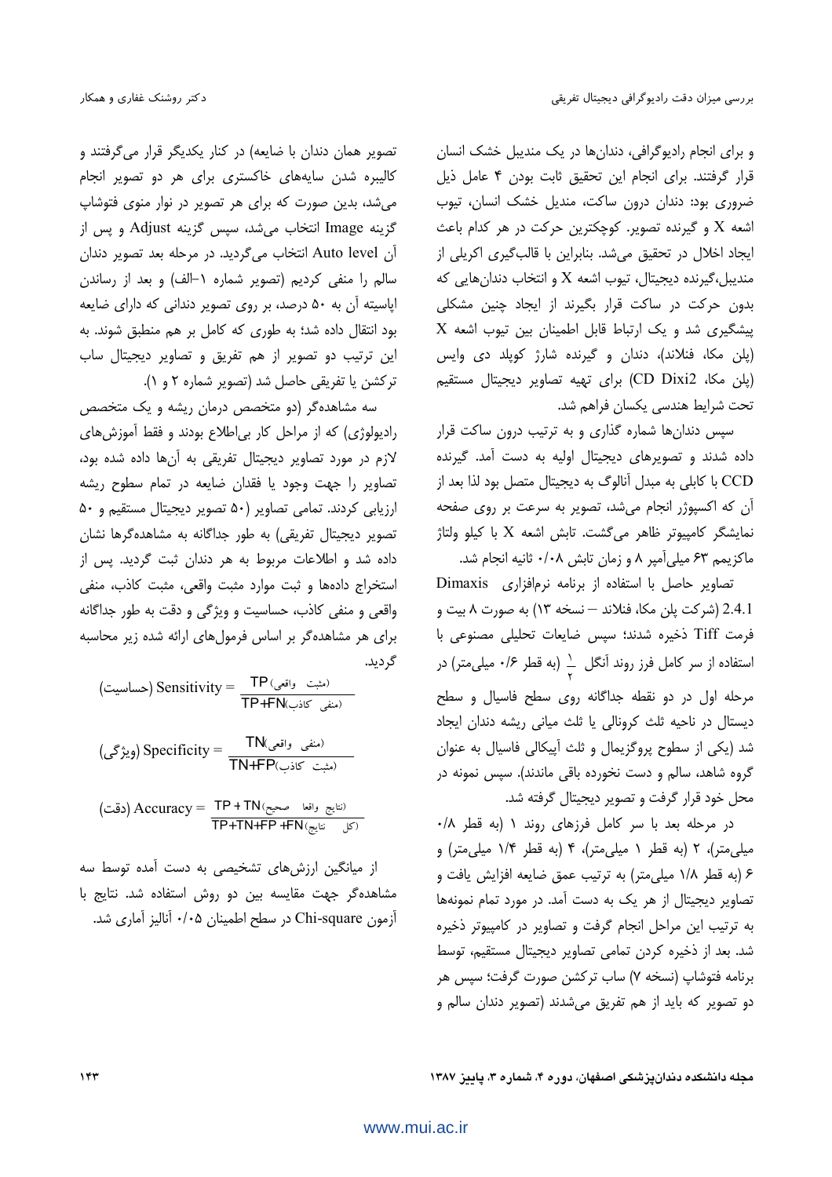و برای انجام رادیوگرافی، دندان‌ها در یک مندیبل خشک انسان قرار گرفتند. برای انجام این تحقیق ثابت بودن ۴ عامل ذیل ضروری بود: دندان درون ساکت، مندیل خشک انسان، تیوب اشعه X و گیرنده تصویر. کوچکترین حرکت در هر کدام باعث ایجاد اخلال در تحقیق می‌شد. بنابراین با قالب‌گیری اکریلی از مندیبل،گیرنده دیجیتال، تیوب اشعه X و انتخاب دندان‌هایی که بدون حرکت در ساکت قرار بگیرند از ایجاد چنین مشکلی پیشگیری شد و یک ارتباط قابل اطمینان بین تیوب اشعه X (پلن مکا، فنلاند)، دندان و گیرنده شارژ کوپلد دی وایس (پلن مکا، CD Dixi2) برای تهیه تصاویر دیجیتال مستقیم تحت شرایط هندسی یکسان فراهم شد.

سپس دندان‌ها شماره گذاری و به ترتیب درون ساکت قرار داده شدند و تصویرهای دیجیتال اولیه به دست آمد. گیرنده CCD با کابلی به مبدل آنالوگ به دیجیتال متصل بود لذا بعد از آن که اکسپوژر انجام می‌شد، تصویر به سرعت بر روی صفحه نمایشگر کامپیوتر ظاهر می‌گشت. تابش اشعه X با کیلو ولتاژ ماکزیمم ۶۳ میلی‌آمپر ۸ و زمان تابش ۰/۰۸ ثانیه انجام شد.

تصاویر حاصل با استفاده از برنامه نرم‌افزاری Dimaxis 2.4.1 (شرکت پلن مکا، فنلاند – نسخه ۱۳) به صورت ۸ بیت و فرمت Tiff ذخیره شدند؛ سپس ضایعات تحلیلی مصنوعی با استفاده از سر کامل فرز روند آنگل $\frac{1}{2}$ (به قطر ۰/۶ میلی‌متر) در مرحله اول در دو نقطه جداگانه روی سطح فاسیال و سطح دیستال در ناحیه ثلث کرونالی یا ثلث میانی ریشه دندان ایجاد شد (یکی از سطوح پروگزیمال و ثلث آپیکالی فاسیال به عنوان گروه شاهد، سالم و دست نخورده باقی ماندند). سپس نمونه در محل خود قرار گرفت و تصویر دیجیتال گرفته شد.

در مرحله بعد با سر کامل فرزهای روند ۱ (به قطر ۰/۸ میلی‌متر)، ۲ (به قطر ۱ میلی‌متر)، ۴ (به قطر ۱/۴ میلی‌متر) و ۶ (به قطر ۱/۸ میلی‌متر) به ترتیب عمق ضایعه افزایش یافت و تصاویر دیجیتال از هر یک به دست آمد. در مورد تمام نمونه‌ها به ترتیب این مراحل انجام گرفت و تصاویر در کامپیوتر ذخیره شد. بعد از ذخیره کردن تمامی تصاویر دیجیتال مستقیم، توسط برنامه فتوشاپ (نسخه ۷) ساب ترکشن صورت گرفت؛ سپس هر دو تصویر که باید از هم تفریق می‌شدند (تصویر دندان سالم و تصویر همان دندان با ضایعه) در کنار یکدیگر قرار می‌گرفتند و کالیبره شدن سایه‌های خاکستری برای هر دو تصویر انجام می‌شد، بدین صورت که برای هر تصویر در نوار منوی فتوشاپ گزینه Image انتخاب می‌شد، سپس گزینه Adjust و پس از آن Auto level انتخاب می‌گردید. در مرحله بعد تصویر دندان سالم را منفی کردیم (تصویر شماره ۱–الف) و بعد از رساندن اپاسیته آن به ۵۰ درصد، بر روی تصویر دندانی که دارای ضایعه بود انتقال داده شد؛ به طوری که کامل بر هم منطبق شوند. به این ترتیب دو تصویر از هم تفریق و تصاویر دیجیتال ساب ترکشن یا تفریقی حاصل شد (تصویر شماره ۲ و ۱).

سه مشاهده‌گر (دو متخصص درمان ریشه و یک متخصص رادیولوژی) که از مراحل کار بی‌اطلاع بودند و فقط آموزش‌های لازم در مورد تصاویر دیجیتال تفریقی به آن‌ها داده شده بود، تصاویر را جهت وجود یا فقدان ضایعه در تمام سطوح ریشه ارزیابی کردند. تمامی تصاویر (۵۰ تصویر دیجیتال مستقیم و ۵۰ تصویر دیجیتال تفریقی) به طور جداگانه به مشاهده‌گرها نشان داده شد و اطلاعات مربوط به هر دندان ثبت گردید. پس از استخراج داده‌ها و ثبت موارد مثبت واقعی، منفی واقعی، مثبت کاذب، منفی کاذب، حساسیت و ویژگی و دقت به طور جداگانه برای هر مشاهده‌گر بر اساس فرمول‌های ارائه شده زیر محاسبه گردید.

$$\text{Sensitivity (حساسیت)} = \frac{\text{TP (مثبت واقعی)}}{\text{TP+FN (منفی کاذب)}}$$

$$\text{Specificity (ویژگی)} = \frac{\text{TN (منفی واقعی)}}{\text{TN+FP (مثبت کاذب)}}$$

$$\text{Accuracy (دقت)} = \frac{\text{TP + TN (نتایج واقعا صحیح)}}{\text{TP+TN+FP +FN (کل نتایج)}}$$

از میانگین ارزش‌های تشخیصی به دست آمده توسط سه مشاهده‌گر جهت مقایسه بین دو روش استفاده شد. نتایج با آزمون Chi-square در سطح اطمینان ۰/۰۵ آنالیز آماری شد.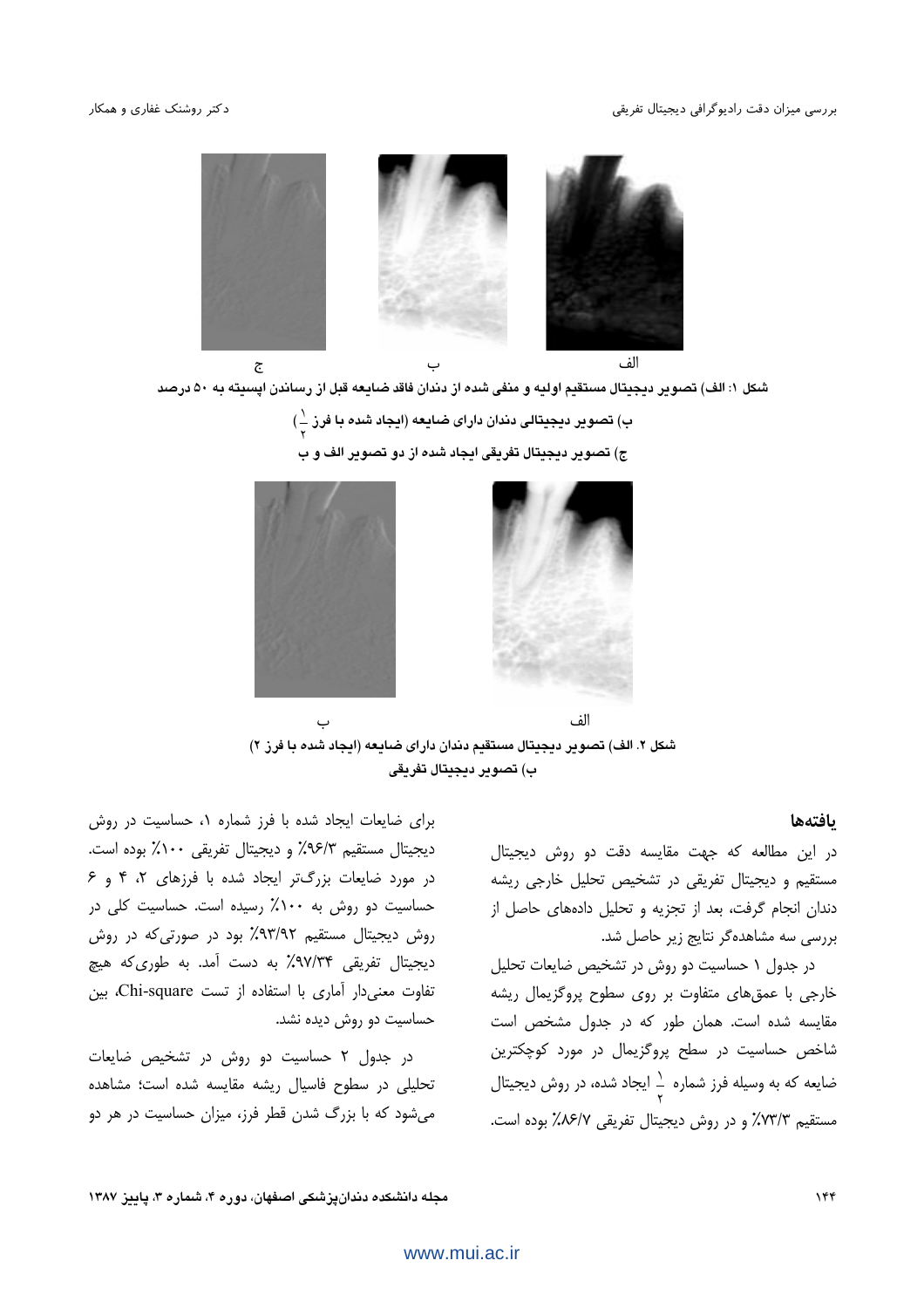الف ب ج

**شکل ۱: الف) تصویر دیجیتال مستقیم اولیه و منفی شده از دندان فاقد ضایعه قبل از رساندن اپسیته به ۵۰ درصد**

**ب) تصویر دیجیتالی دندان دارای ضایعه (ایجاد شده با فرز $\frac{1}{2}$)**

**ج) تصویر دیجیتال تفریقی ایجاد شده از دو تصویر الف و ب**

الف ب

**شکل ۲. الف) تصویر دیجیتال مستقیم دندان دارای ضایعه (ایجاد شده با فرز ۲)**

**ب) تصویر دیجیتال تفریقی**

## یافته‌ها

در این مطالعه که جهت مقایسه دقت دو روش دیجیتال مستقیم و دیجیتال تفریقی در تشخیص تحلیل خارجی ریشه دندان انجام گرفت، بعد از تجزیه و تحلیل داده‌های حاصل از بررسی سه مشاهده‌گر نتایج زیر حاصل شد.

در جدول ۱ حساسیت دو روش در تشخیص ضایعات تحلیل خارجی با عمق‌های متفاوت بر روی سطوح پروگزیمال ریشه مقایسه شده است. همان طور که در جدول مشخص است شاخص حساسیت در سطح پروگزیمال در مورد کوچکترین ضایعه که به وسیله فرز شماره $\frac{1}{2}$ ایجاد شده، در روش دیجیتال مستقیم ۷۳/۳٪ و در روش دیجیتال تفریقی ۸۶/۷٪ بوده است.

برای ضایعات ایجاد شده با فرز شماره ۱، حساسیت در روش دیجیتال مستقیم ۹۶/۳٪ و دیجیتال تفریقی ۱۰۰٪ بوده است. در مورد ضایعات بزرگ‌تر ایجاد شده با فرزهای ۲، ۴ و ۶ حساسیت دو روش به ۱۰۰٪ رسیده است. حساسیت کلی در روش دیجیتال مستقیم ۹۳/۹۲٪ بود در صورتی‌که در روش دیجیتال تفریقی ۹۷/۳۴٪ به دست آمد. به طوری‌که هیچ تفاوت معنی‌دار آماری با استفاده از تست Chi-square، بین حساسیت دو روش دیده نشد.

در جدول ۲ حساسیت دو روش در تشخیص ضایعات تحلیلی در سطوح فاسیال ریشه مقایسه شده است؛ مشاهده می‌شود که با بزرگ شدن قطر فرز، میزان حساسیت در هر دو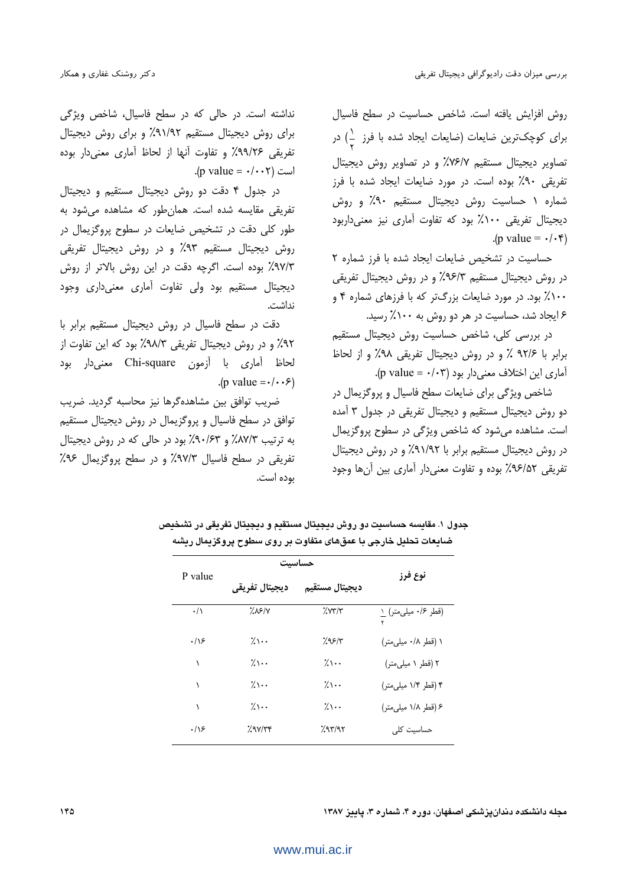روش افزایش یافته است. شاخص حساسیت در سطح فاسیال برای کوچک‌ترین ضایعات (ضایعات ایجاد شده با فرز $\frac{1}{2}$) در تصاویر دیجیتال مستقیم ۷۶/۷٪ و در تصاویر روش دیجیتال تفریقی ۹۰٪ بوده است. در مورد ضایعات ایجاد شده با فرز شماره ۱ حساسیت روش دیجیتال مستقیم ۹۰٪ و روش دیجیتال تفریقی ۱۰۰٪ بود که تفاوت آماری نیز معنی‌داربود (p value = ۰/۰۴).

حساسیت در تشخیص ضایعات ایجاد شده با فرز شماره ۲ در روش دیجیتال مستقیم ۹۶/۳٪ و در روش دیجیتال تفریقی ۱۰۰٪ بود. در مورد ضایعات بزرگ‌تر که با فرزهای شماره ۴ و ۶ ایجاد شد، حساسیت در هر دو روش به ۱۰۰٪ رسید.

در بررسی کلی، شاخص حساسیت روش دیجیتال مستقیم برابر با ۹۲/۶ ٪ و در روش دیجیتال تفریقی ۹۸٪ و از لحاظ آماری این اختلاف معنی‌دار بود (p value = ۰/۰۳).

شاخص ویژگی برای ضایعات سطح فاسیال و پروگزیمال در دو روش دیجیتال مستقیم و دیجیتال تفریقی در جدول ۳ آمده است. مشاهده می‌شود که شاخص ویژگی در سطوح پروگزیمال در روش دیجیتال مستقیم برابر با ۹۱/۹۲٪ و در روش دیجیتال تفریقی ۹۶/۵۲٪ بوده و تفاوت معنی‌دار آماری بین آن‌ها وجود نداشته است. در حالی که در سطح فاسیال، شاخص ویژگی برای روش دیجیتال مستقیم ۹۱/۹۲٪ و برای روش دیجیتال تفریقی ۹۹/۲۶٪ و تفاوت آنها از لحاظ آماری معنی‌دار بوده است (p value = ۰/۰۰۲).

در جدول ۴ دقت دو روش دیجیتال مستقیم و دیجیتال تفریقی مقایسه شده است. همان‌طور که مشاهده می‌شود به طور کلی دقت در تشخیص ضایعات در سطوح پروگزیمال در روش دیجیتال مستقیم ۹۳٪ و در روش دیجیتال تفریقی ۹۷/۳٪ بوده است. اگرچه دقت در این روش بالاتر از روش دیجیتال مستقیم بود ولی تفاوت آماری معنی‌داری وجود نداشت.

دقت در سطح فاسیال در روش دیجیتال مستقیم برابر با ۹۲٪ و در روش دیجیتال تفریقی ۹۸/۳٪ بود که این تفاوت از لحاظ آماری با آزمون Chi-square معنی‌دار بود (p value =۰/۰۰۶).

ضریب توافق بین مشاهده‌گرها نیز محاسبه گردید. ضریب توافق در سطح فاسیال و پروگزیمال در روش دیجیتال مستقیم به ترتیب ۸۷/۳٪ و ۹۰/۶۳٪ بود در حالی که در روش دیجیتال تفریقی در سطح فاسیال ۹۷/۳٪ و در سطح پروگزیمال ۹۶٪ بوده است.

**جدول ۱. مقایسه حساسیت دو روش دیجیتال مستقیم و دیجیتال تفریقی در تشخیص ضایعات تحلیل خارجی با عمق‌های متفاوت بر روی سطوح پروگزیمال ریشه**

| نوع فرز | حساسیت | | P value |
|---|---|---|---|
| | دیجیتال مستقیم | دیجیتال تفریقی | |
| $\frac{1}{2}$ (قطر ۰/۶ میلی‌متر) | ٪۷۳/۳ | ٪۸۶/۷ | ۰/۱ |
| ۱ (قطر ۰/۸ میلی‌متر) | ٪۹۶/۳ | ٪۱۰۰ | ۰/۱۶ |
| ۲ (قطر ۱ میلی‌متر) | ٪۱۰۰ | ٪۱۰۰ | ۱ |
| ۴ (قطر ۱/۴ میلی‌متر) | ٪۱۰۰ | ٪۱۰۰ | ۱ |
| ۶ (قطر ۱/۸ میلی‌متر) | ٪۱۰۰ | ٪۱۰۰ | ۱ |
| حساسیت کلی | ٪۹۳/۹۲ | ٪۹۷/۳۴ | ۰/۱۶ |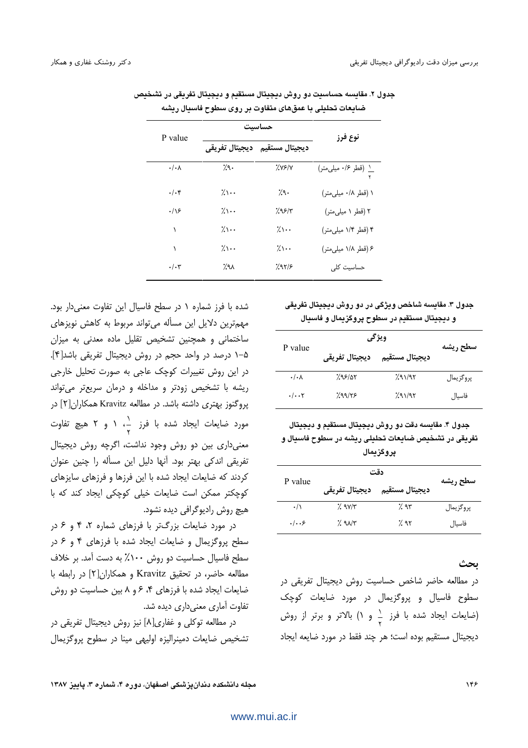جدول ۲. مقایسه حساسیت دو روش دیجیتال مستقیم و دیجیتال تفریقی در تشخیص ضایعات تحلیلی با عمق‌های متفاوت بر روی سطوح فاسیال ریشه

| نوع فرز | حساسیت | | P value |
|---|---|---|---|
| | دیجیتال مستقیم | دیجیتال تفریقی | |
| $\frac{۱}{۲}$ (قطر ۰/۶ میلی‌متر) | ٪۷۶/۷ | ٪۹۰ | ۰/۰۸ |
| ۱ (قطر ۰/۸ میلی‌متر) | ٪۹۰ | ٪۱۰۰ | ۰/۰۴ |
| ۲ (قطر ۱ میلی‌متر) | ٪۹۶/۳ | ٪۱۰۰ | ۰/۱۶ |
| ۴ (قطر ۱/۴ میلی‌متر) | ٪۱۰۰ | ٪۱۰۰ | ۱ |
| ۶ (قطر ۱/۸ میلی‌متر) | ٪۱۰۰ | ٪۱۰۰ | ۱ |
| حساسیت کلی | ٪۹۲/۶ | ٪۹۸ | ۰/۰۳ |

جدول ۳. مقایسه شاخص ویژگی در دو روش دیجیتال تفریقی و دیجیتال مستقیم در سطوح پروگزیمال و فاسیال

| سطح ریشه | ویژگی | | P value |
|---|---|---|---|
| | دیجیتال مستقیم | دیجیتال تفریقی | |
| پروگزیمال | ٪۹۱/۹۲ | ٪۹۶/۵۲ | ۰/۰۸ |
| فاسیال | ٪۹۱/۹۲ | ٪۹۹/۲۶ | ۰/۰۰۲ |

جدول ۴. مقایسه دقت دو روش دیجیتال مستقیم و دیجیتال تفریقی در تشخیص ضایعات تحلیلی ریشه در سطوح فاسیال و پروگزیمال

| سطح ریشه | دقت | | P value |
|---|---|---|---|
| | دیجیتال مستقیم | دیجیتال تفریقی | |
| پروگزیمال | ٪ ۹۳ | ٪ ۹۷/۳ | ۰/۱ |
| فاسیال | ٪ ۹۲ | ٪ ۹۸/۳ | ۰/۰۰۶ |

## بحث

در مطالعه حاضر شاخص حساسیت روش دیجیتال تفریقی در سطوح فاسیال و پروگزیمال در مورد ضایعات کوچک (ضایعات ایجاد شده با فرز $\frac{۱}{۲}$ و ۱) بالاتر و برتر از روش دیجیتال مستقیم بوده است؛ هر چند فقط در مورد ضایعه ایجاد شده با فرز شماره ۱ در سطح فاسیال این تفاوت معنی‌دار بود. مهم‌ترین دلایل این مسأله می‌تواند مربوط به کاهش نویزهای ساختمانی و همچنین تشخیص تقلیل ماده معدنی به میزان ۵-۱ درصد در واحد حجم در روش دیجیتال تفریقی باشد[۴]. در این روش تغییرات کوچک عاجی به صورت تحلیل خارجی ریشه با تشخیص زودتر و مداخله و درمان سریع‌تر می‌تواند پروگنوز بهتری داشته باشد. در مطالعه Kravitz همکاران[۲] در مورد ضایعات ایجاد شده با فرز $\frac{۱}{۲}$، ۱ و ۲ هیچ تفاوت معنی‌داری بین دو روش وجود نداشت، اگرچه روش دیجیتال تفریقی اندکی بهتر بود. آنها دلیل این مسأله را چنین عنوان کردند که ضایعات ایجاد شده با این فرزها و فرزهای سایزهای کوچکتر ممکن است ضایعات خیلی کوچکی ایجاد کند که با هیچ روش رادیوگرافی دیده نشود.

در مورد ضایعات بزرگ‌تر با فرزهای شماره ۲، ۴ و ۶ در سطح پروگزیمال و ضایعات ایجاد شده با فرزهای ۴ و ۶ در سطح فاسیال حساسیت دو روش ۱۰۰٪ به دست آمد. بر خلاف مطالعه حاضر، در تحقیق Kravitz و همکاران[۲] در رابطه با ضایعات ایجاد شده با فرزهای ۴، ۶ و ۸ بین حساسیت دو روش تفاوت آماری معنی‌داری دیده شد.

در مطالعه توکلی و غفاری[۸] نیز روش دیجیتال تفریقی در تشخیص ضایعات دمینرالیزه اولیهی مینا در سطوح پروگزیمال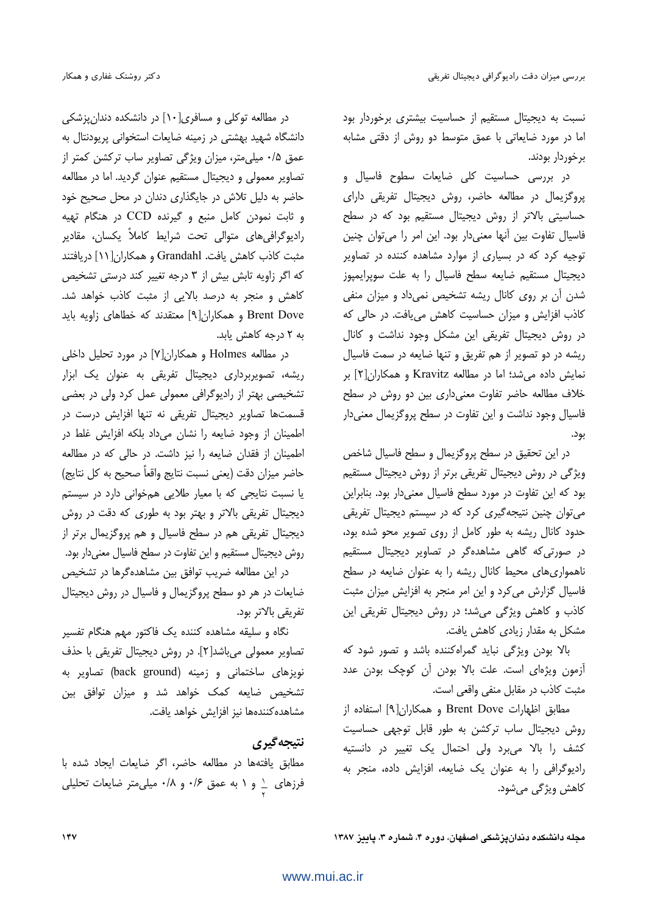نسبت به دیجیتال مستقیم از حساسیت بیشتری برخوردار بود اما در مورد ضایعاتی با عمق متوسط دو روش از دقتی مشابه برخوردار بودند.

در بررسی حساسیت کلی ضایعات سطوح فاسیال و پروگزیمال در مطالعه حاضر، روش دیجیتال تفریقی دارای حساسیتی بالاتر از روش دیجیتال مستقیم بود که در سطح فاسیال تفاوت بین آنها معنی‌دار بود. این امر را می‌توان چنین توجیه کرد که در بسیاری از موارد مشاهده کننده در تصاویر دیجیتال مستقیم ضایعه سطح فاسیال را به علت سوپرایمپوز شدن آن بر روی کانال ریشه تشخیص نمی‌داد و میزان منفی کاذب افزایش و میزان حساسیت کاهش می‌یافت. در حالی که در روش دیجیتال تفریقی این مشکل وجود نداشت و کانال ریشه در دو تصویر از هم تفریق و تنها ضایعه در سمت فاسیال نمایش داده می‌شد؛ اما در مطالعه Kravitz و همکاران[2] بر خلاف مطالعه حاضر تفاوت معنی‌داری بین دو روش در سطح فاسیال وجود نداشت و این تفاوت در سطح پروگزیمال معنی‌دار بود.

در این تحقیق در سطح پروگزیمال و سطح فاسیال شاخص ویژگی در روش دیجیتال تفریقی برتر از روش دیجیتال مستقیم بود که این تفاوت در مورد سطح فاسیال معنی‌دار بود. بنابراین می‌توان چنین نتیجه‌گیری کرد که در سیستم دیجیتال تفریقی حدود کانال ریشه به طور کامل از روی تصویر محو شده بود، در صورتی‌که گاهی مشاهده‌گر در تصاویر دیجیتال مستقیم ناهمواری‌های محیط کانال ریشه را به عنوان ضایعه در سطح فاسیال گزارش می‌کرد و این امر منجر به افزایش میزان مثبت کاذب و کاهش ویژگی می‌شد؛ در روش دیجیتال تفریقی این مشکل به مقدار زیادی کاهش یافت.

بالا بودن ویژگی نباید گمراه‌کننده باشد و تصور شود که آزمون ویژه‌ای است. علت بالا بودن آن کوچک بودن عدد مثبت کاذب در مقابل منفی واقعی است.

مطابق اظهارات Brent Dove و همکاران[9] استفاده از روش دیجیتال ساب ترکشن به طور قابل توجهی حساسیت کشف را بالا می‌برد ولی احتمال یک تغییر در دانستیه رادیوگرافی را به عنوان یک ضایعه، افزایش داده، منجر به کاهش ویژگی می‌شود.

در مطالعه توکلی و مسافری[10] در دانشکده دندان‌پزشکی دانشگاه شهید بهشتی در زمینه ضایعات استخوانی پریودنتال به عمق ۰/۵ میلی‌متر، میزان ویژگی تصاویر ساب ترکشن کمتر از تصاویر معمولی و دیجیتال مستقیم عنوان گردید. اما در مطالعه حاضر به دلیل تلاش در جایگذاری دندان در محل صحیح خود و ثابت نمودن کامل منبع و گیرنده CCD در هنگام تهیه رادیوگرافی‌های متوالی تحت شرایط کاملاً یکسان، مقادیر مثبت کاذب کاهش یافت. Grandahl و همکاران[11] دریافتند که اگر زاویه تابش بیش از ۳ درجه تغییر کند درستی تشخیص کاهش و منجر به درصد بالایی از مثبت کاذب خواهد شد. Brent Dove و همکاران[9] معتقدند که خطاهای زاویه باید به ۲ درجه کاهش یابد.

در مطالعه Holmes و همکاران[7] در مورد تحلیل داخلی ریشه، تصویربرداری دیجیتال تفریقی به عنوان یک ابزار تشخیصی بهتر از رادیوگرافی معمولی عمل کرد ولی در بعضی قسمت‌ها تصاویر دیجیتال تفریقی نه تنها افزایش درست در اطمینان از وجود ضایعه را نشان می‌داد بلکه افزایش غلط در اطمینان از فقدان ضایعه را نیز داشت. در حالی که در مطالعه حاضر میزان دقت (یعنی نسبت نتایج واقعاً صحیح به کل نتایج) یا نسبت نتایجی که با معیار طلایی همخوانی دارد در سیستم دیجیتال تفریقی بالاتر و بهتر بود به طوری که دقت در روش دیجیتال تفریقی هم در سطح فاسیال و هم پروگزیمال برتر از روش دیجیتال مستقیم و این تفاوت در سطح فاسیال معنی‌دار بود.

در این مطالعه ضریب توافق بین مشاهده‌گرها در تشخیص ضایعات در هر دو سطح پروگزیمال و فاسیال در روش دیجیتال تفریقی بالاتر بود.

نگاه و سلیقه مشاهده کننده یک فاکتور مهم هنگام تفسیر تصاویر معمولی می‌باشد[2]. در روش دیجیتال تفریقی با حذف نویزهای ساختمانی و زمینه (back ground) تصاویر به تشخیص ضایعه کمک خواهد شد و میزان توافق بین مشاهده‌کننده‌ها نیز افزایش خواهد یافت.

## نتیجه‌گیری

مطابق یافته‌ها در مطالعه حاضر، اگر ضایعات ایجاد شده با فرزهای $\frac{1}{2}$ و ۱ به عمق ۰/۶ و ۰/۸ میلی‌متر ضایعات تحلیلی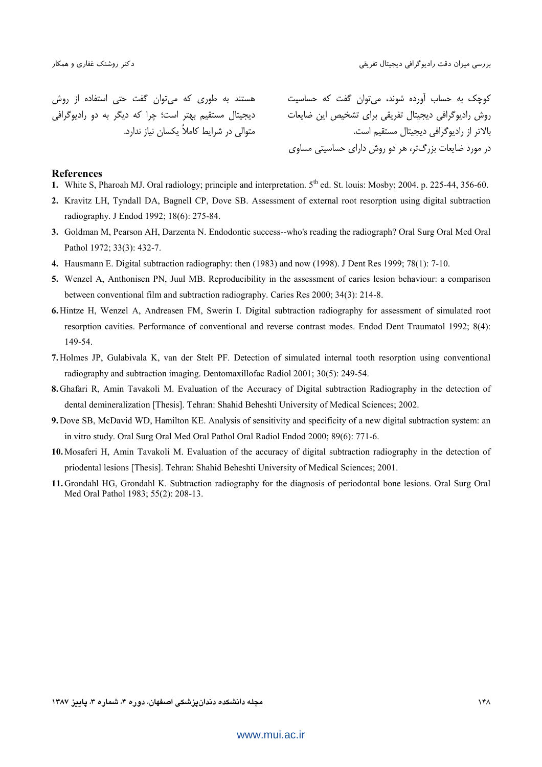کوچک به حساب آورده شوند، می‌توان گفت که حساسیت روش رادیوگرافی دیجیتال تفریقی برای تشخیص این ضایعات بالاتر از رادیوگرافی دیجیتال مستقیم است.

در مورد ضایعات بزرگ‌تر، هر دو روش دارای حساسیتی مساوی هستند به طوری که می‌توان گفت حتی استفاده از روش دیجیتال مستقیم بهتر است؛ چرا که دیگر به دو رادیوگرافی متوالی در شرایط کاملاً یکسان نیاز ندارد.

## References

1. White S, Pharoah MJ. Oral radiology; principle and interpretation. 5th ed. St. louis: Mosby; 2004. p. 225-44, 356-60.
2. Kravitz LH, Tyndall DA, Bagnell CP, Dove SB. Assessment of external root resorption using digital subtraction radiography. J Endod 1992; 18(6): 275-84.
3. Goldman M, Pearson AH, Darzenta N. Endodontic success--who's reading the radiograph? Oral Surg Oral Med Oral Pathol 1972; 33(3): 432-7.
4. Hausmann E. Digital subtraction radiography: then (1983) and now (1998). J Dent Res 1999; 78(1): 7-10.
5. Wenzel A, Anthonisen PN, Juul MB. Reproducibility in the assessment of caries lesion behaviour: a comparison between conventional film and subtraction radiography. Caries Res 2000; 34(3): 214-8.
6. Hintze H, Wenzel A, Andreasen FM, Swerin I. Digital subtraction radiography for assessment of simulated root resorption cavities. Performance of conventional and reverse contrast modes. Endod Dent Traumatol 1992; 8(4): 149-54.
7. Holmes JP, Gulabivala K, van der Stelt PF. Detection of simulated internal tooth resorption using conventional radiography and subtraction imaging. Dentomaxillofac Radiol 2001; 30(5): 249-54.
8. Ghafari R, Amin Tavakoli M. Evaluation of the Accuracy of Digital subtraction Radiography in the detection of dental demineralization [Thesis]. Tehran: Shahid Beheshti University of Medical Sciences; 2002.
9. Dove SB, McDavid WD, Hamilton KE. Analysis of sensitivity and specificity of a new digital subtraction system: an in vitro study. Oral Surg Oral Med Oral Pathol Oral Radiol Endod 2000; 89(6): 771-6.
10. Mosaferi H, Amin Tavakoli M. Evaluation of the accuracy of digital subtraction radiography in the detection of priodental lesions [Thesis]. Tehran: Shahid Beheshti University of Medical Sciences; 2001.
11. Grondahl HG, Grondahl K. Subtraction radiography for the diagnosis of periodontal bone lesions. Oral Surg Oral Med Oral Pathol 1983; 55(2): 208-13.